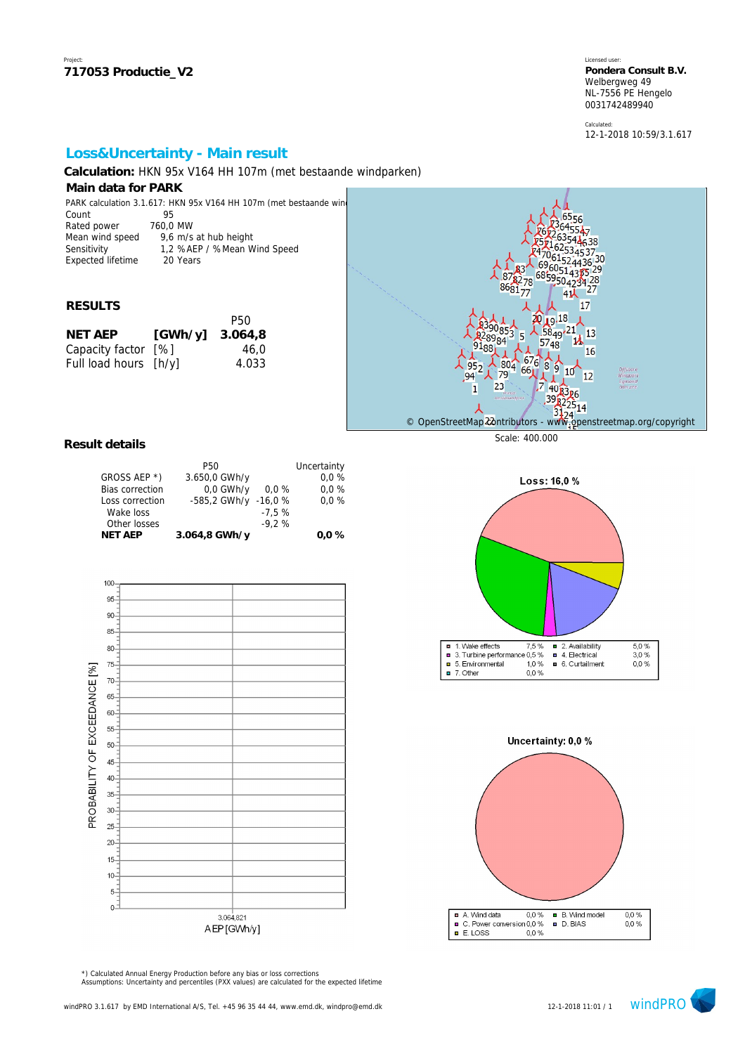Project:
**717053 Productie_V2**

Licensed user:
**Pondera Consult B.V.**
Welbergweg 49
NL-7556 PE Hengelo
0031742489940

Calculated:
12-1-2018 10:59/3.1.617

## Loss&Uncertainty - Main result

**Calculation:** HKN 95x V164 HH 107m (met bestaande windparken)

### Main data for PARK

PARK calculation 3.1.617: HKN 95x V164 HH 107m (met bestaande win

| | |
|---|---|
| Count | 95 |
| Rated power | 760,0 MW |
| Mean wind speed | 9,6 m/s at hub height |
| Sensitivity | 1,2 % AEP / % Mean Wind Speed |
| Expected lifetime | 20 Years |

© OpenStreetMap contributors - www.openstreetmap.org/copyright

Scale: 400.000

### RESULTS

| | | P50 |
|---|---|---|
| **NET AEP** | **[GWh/y]** | **3.064,8** |
| Capacity factor | [%] | 46,0 |
| Full load hours | [h/y] | 4.033 |

### Result details

| | P50 | | Uncertainty |
|---|---|---|---|
| GROSS AEP *) | 3.650,0 GWh/y | | 0,0 % |
| Bias correction | 0,0 GWh/y | 0,0 % | 0,0 % |
| Loss correction | -585,2 GWh/y | -16,0 % | 0,0 % |
| Wake loss | | -7,5 % | |
| Other losses | | -9,2 % | |
| **NET AEP** | **3.064,8 GWh/y** | | **0,0 %** |

**Loss: 16,0 %**

| | | | |
|---|---|---|---|
| 1. Wake effects | 7,5 % | 2. Availability | 5,0 % |
| 3. Turbine performance | 0,5 % | 4. Electrical | 3,0 % |
| 5. Environmental | 1,0 % | 6. Curtailment | 0,0 % |
| 7. Other | 0,0 % | | |

**Uncertainty: 0,0 %**

| | | | |
|---|---|---|---|
| A. Wind data | 0,0 % | B. Wind model | 0,0 % |
| C. Power conversion | 0,0 % | D. BIAS | 0,0 % |
| E. LOSS | 0,0 % | | |

PROBABILITY OF EXCEEDANCE [%]

AEP [GWh/y]: 3.064,821

*) Calculated Annual Energy Production before any bias or loss corrections
Assumptions: Uncertainty and percentiles (PXX values) are calculated for the expected lifetime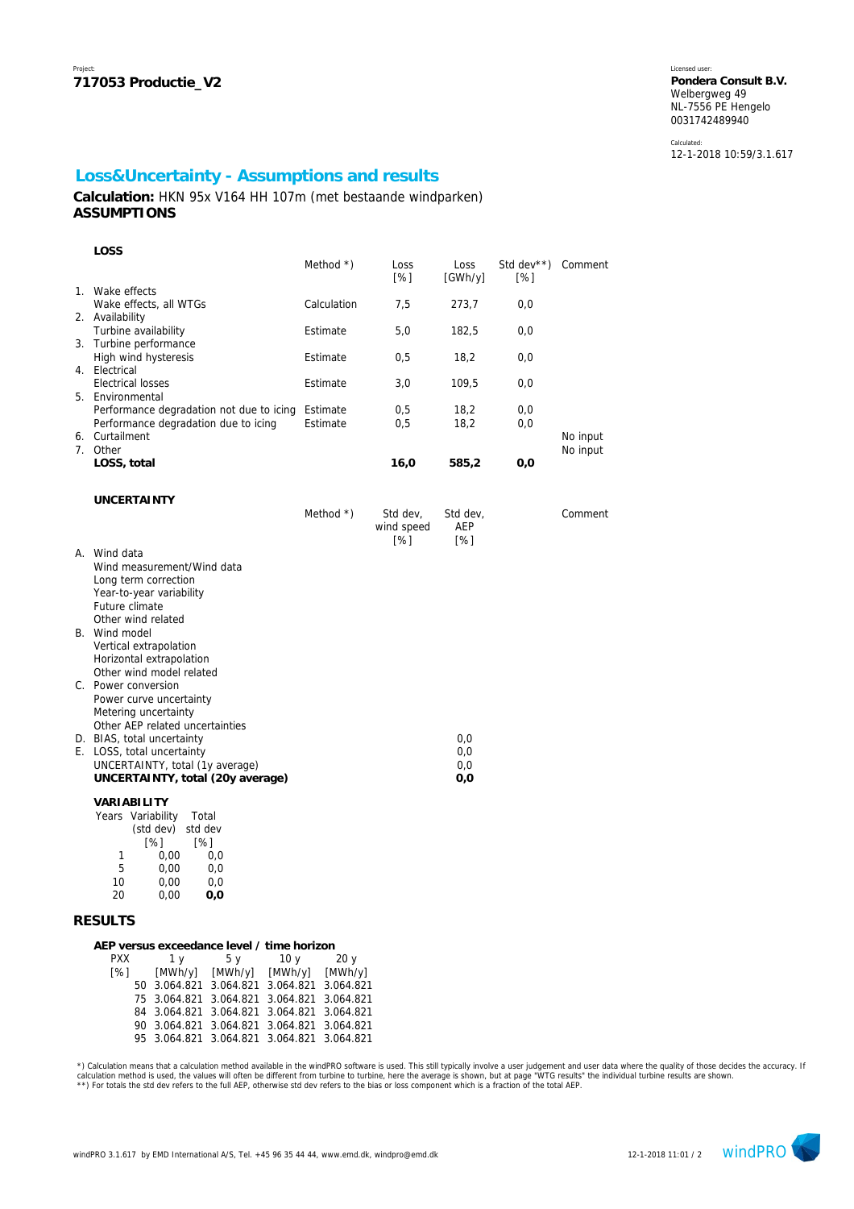Project:
**717053 Productie_V2**

Licensed user:
**Pondera Consult B.V.**
Welbergweg 49
NL-7556 PE Hengelo
0031742489940

Calculated:
12-1-2018 10:59/3.1.617

## Loss&Uncertainty - Assumptions and results

**Calculation:** HKN 95x V164 HH 107m (met bestaande windparken)

### ASSUMPTIONS

#### LOSS

| | | Method *) | Loss [%] | Loss [GWh/y] | Std dev**) [%] | Comment |
|---|---|---|---|---|---|---|
| 1. | Wake effects | | | | | |
| | Wake effects, all WTGs | Calculation | 7,5 | 273,7 | 0,0 | |
| 2. | Availability | | | | | |
| | Turbine availability | Estimate | 5,0 | 182,5 | 0,0 | |
| 3. | Turbine performance | | | | | |
| | High wind hysteresis | Estimate | 0,5 | 18,2 | 0,0 | |
| 4. | Electrical | | | | | |
| | Electrical losses | Estimate | 3,0 | 109,5 | 0,0 | |
| 5. | Environmental | | | | | |
| | Performance degradation not due to icing | Estimate | 0,5 | 18,2 | 0,0 | |
| | Performance degradation due to icing | Estimate | 0,5 | 18,2 | 0,0 | |
| 6. | Curtailment | | | | | No input |
| 7. | Other | | | | | No input |
| | **LOSS, total** | | **16,0** | **585,2** | **0,0** | |

#### UNCERTAINTY

| | | Method *) | Std dev, wind speed [%] | Std dev, AEP [%] | Comment |
|---|---|---|---|---|---|
| A. | Wind data | | | | |
| | Wind measurement/Wind data | | | | |
| | Long term correction | | | | |
| | Year-to-year variability | | | | |
| | Future climate | | | | |
| | Other wind related | | | | |
| B. | Wind model | | | | |
| | Vertical extrapolation | | | | |
| | Horizontal extrapolation | | | | |
| | Other wind model related | | | | |
| C. | Power conversion | | | | |
| | Power curve uncertainty | | | | |
| | Metering uncertainty | | | | |
| | Other AEP related uncertainties | | | | |
| D. | BIAS, total uncertainty | | | 0,0 | |
| E. | LOSS, total uncertainty | | | 0,0 | |
| | UNCERTAINTY, total (1y average) | | | 0,0 | |
| | **UNCERTAINTY, total (20y average)** | | | **0,0** | |

#### VARIABILITY

| Years | Variability (std dev) [%] | Total std dev [%] |
|---|---|---|
| 1 | 0,00 | 0,0 |
| 5 | 0,00 | 0,0 |
| 10 | 0,00 | 0,0 |
| 20 | 0,00 | **0,0** |

### RESULTS

#### AEP versus exceedance level / time horizon

| PXX [%] | 1 y [MWh/y] | 5 y [MWh/y] | 10 y [MWh/y] | 20 y [MWh/y] |
|---|---|---|---|---|
| 50 | 3.064.821 | 3.064.821 | 3.064.821 | 3.064.821 |
| 75 | 3.064.821 | 3.064.821 | 3.064.821 | 3.064.821 |
| 84 | 3.064.821 | 3.064.821 | 3.064.821 | 3.064.821 |
| 90 | 3.064.821 | 3.064.821 | 3.064.821 | 3.064.821 |
| 95 | 3.064.821 | 3.064.821 | 3.064.821 | 3.064.821 |

*) Calculation means that a calculation method available in the windPRO software is used. This still typically involve a user judgement and user data where the quality of those decides the accuracy. If calculation method is used, the values will often be different from turbine to turbine, here the average is shown, but at page "WTG results" the individual turbine results are shown.
**) For totals the std dev refers to the full AEP, otherwise std dev refers to the bias or loss component which is a fraction of the total AEP.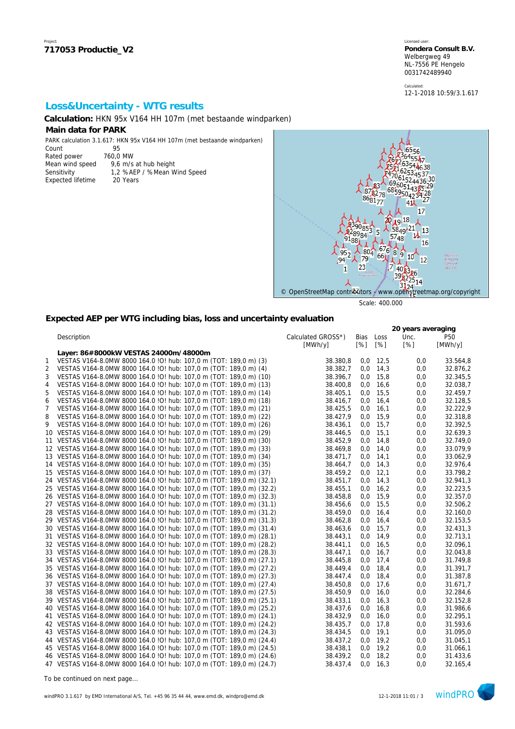Project:
**717053 Productie_V2**

Licensed user:
**Pondera Consult B.V.**
Welbergweg 49
NL-7556 PE Hengelo
0031742489940

Calculated:
12-1-2018 10:59/3.1.617

## Loss&Uncertainty - WTG results

**Calculation:** HKN 95x V164 HH 107m (met bestaande windparken)

### Main data for PARK

PARK calculation 3.1.617: HKN 95x V164 HH 107m (met bestaande windparken)

| | |
|---|---|
| Count | 95 |
| Rated power | 760,0 MW |
| Mean wind speed | 9,6 m/s at hub height |
| Sensitivity | 1,2 %AEP / %Mean Wind Speed |
| Expected lifetime | 20 Years |

© OpenStreetMap contributors - www.openstreetmap.org/copyright

Scale: 400.000

### Expected AEP per WTG including bias, loss and uncertainty evaluation

| | Description | Calculated GROSS*) [MWh/y] | Bias [%] | Loss [%] | 20 years averaging Unc. [%] | P50 [MWh/y] |
|---|---|---|---|---|---|---|
| | **Layer: 86#8000kW VESTAS 24000m/48000m** | | | | | |
| 1 | VESTAS V164-8.0MW 8000 164.0 !O! hub: 107,0 m (TOT: 189,0 m) (3) | 38.380,8 | 0,0 | 12,5 | 0,0 | 33.564,8 |
| 2 | VESTAS V164-8.0MW 8000 164.0 !O! hub: 107,0 m (TOT: 189,0 m) (4) | 38.382,7 | 0,0 | 14,3 | 0,0 | 32.876,2 |
| 3 | VESTAS V164-8.0MW 8000 164.0 !O! hub: 107,0 m (TOT: 189,0 m) (10) | 38.396,7 | 0,0 | 15,8 | 0,0 | 32.345,5 |
| 4 | VESTAS V164-8.0MW 8000 164.0 !O! hub: 107,0 m (TOT: 189,0 m) (13) | 38.400,8 | 0,0 | 16,6 | 0,0 | 32.038,7 |
| 5 | VESTAS V164-8.0MW 8000 164.0 !O! hub: 107,0 m (TOT: 189,0 m) (14) | 38.405,1 | 0,0 | 15,5 | 0,0 | 32.459,7 |
| 6 | VESTAS V164-8.0MW 8000 164.0 !O! hub: 107,0 m (TOT: 189,0 m) (18) | 38.416,7 | 0,0 | 16,4 | 0,0 | 32.128,5 |
| 7 | VESTAS V164-8.0MW 8000 164.0 !O! hub: 107,0 m (TOT: 189,0 m) (21) | 38.425,5 | 0,0 | 16,1 | 0,0 | 32.222,9 |
| 8 | VESTAS V164-8.0MW 8000 164.0 !O! hub: 107,0 m (TOT: 189,0 m) (22) | 38.427,9 | 0,0 | 15,9 | 0,0 | 32.318,8 |
| 9 | VESTAS V164-8.0MW 8000 164.0 !O! hub: 107,0 m (TOT: 189,0 m) (26) | 38.436,1 | 0,0 | 15,7 | 0,0 | 32.392,5 |
| 10 | VESTAS V164-8.0MW 8000 164.0 !O! hub: 107,0 m (TOT: 189,0 m) (29) | 38.446,5 | 0,0 | 15,1 | 0,0 | 32.639,3 |
| 11 | VESTAS V164-8.0MW 8000 164.0 !O! hub: 107,0 m (TOT: 189,0 m) (30) | 38.452,9 | 0,0 | 14,8 | 0,0 | 32.749,0 |
| 12 | VESTAS V164-8.0MW 8000 164.0 !O! hub: 107,0 m (TOT: 189,0 m) (33) | 38.469,8 | 0,0 | 14,0 | 0,0 | 33.079,9 |
| 13 | VESTAS V164-8.0MW 8000 164.0 !O! hub: 107,0 m (TOT: 189,0 m) (34) | 38.471,7 | 0,0 | 14,1 | 0,0 | 33.062,9 |
| 14 | VESTAS V164-8.0MW 8000 164.0 !O! hub: 107,0 m (TOT: 189,0 m) (35) | 38.464,7 | 0,0 | 14,3 | 0,0 | 32.976,4 |
| 15 | VESTAS V164-8.0MW 8000 164.0 !O! hub: 107,0 m (TOT: 189,0 m) (37) | 38.459,2 | 0,0 | 12,1 | 0,0 | 33.798,2 |
| 24 | VESTAS V164-8.0MW 8000 164.0 !O! hub: 107,0 m (TOT: 189,0 m) (32.1) | 38.451,7 | 0,0 | 14,3 | 0,0 | 32.941,3 |
| 25 | VESTAS V164-8.0MW 8000 164.0 !O! hub: 107,0 m (TOT: 189,0 m) (32.2) | 38.455,1 | 0,0 | 16,2 | 0,0 | 32.223,5 |
| 26 | VESTAS V164-8.0MW 8000 164.0 !O! hub: 107,0 m (TOT: 189,0 m) (32.3) | 38.458,8 | 0,0 | 15,9 | 0,0 | 32.357,0 |
| 27 | VESTAS V164-8.0MW 8000 164.0 !O! hub: 107,0 m (TOT: 189,0 m) (31.1) | 38.456,6 | 0,0 | 15,5 | 0,0 | 32.506,2 |
| 28 | VESTAS V164-8.0MW 8000 164.0 !O! hub: 107,0 m (TOT: 189,0 m) (31.2) | 38.459,0 | 0,0 | 16,4 | 0,0 | 32.160,0 |
| 29 | VESTAS V164-8.0MW 8000 164.0 !O! hub: 107,0 m (TOT: 189,0 m) (31.3) | 38.462,8 | 0,0 | 16,4 | 0,0 | 32.153,5 |
| 30 | VESTAS V164-8.0MW 8000 164.0 !O! hub: 107,0 m (TOT: 189,0 m) (31.4) | 38.463,6 | 0,0 | 15,7 | 0,0 | 32.431,3 |
| 31 | VESTAS V164-8.0MW 8000 164.0 !O! hub: 107,0 m (TOT: 189,0 m) (28.1) | 38.443,1 | 0,0 | 14,9 | 0,0 | 32.713,1 |
| 32 | VESTAS V164-8.0MW 8000 164.0 !O! hub: 107,0 m (TOT: 189,0 m) (28.2) | 38.441,1 | 0,0 | 16,5 | 0,0 | 32.096,1 |
| 33 | VESTAS V164-8.0MW 8000 164.0 !O! hub: 107,0 m (TOT: 189,0 m) (28.3) | 38.447,1 | 0,0 | 16,7 | 0,0 | 32.043,8 |
| 34 | VESTAS V164-8.0MW 8000 164.0 !O! hub: 107,0 m (TOT: 189,0 m) (27.1) | 38.445,8 | 0,0 | 17,4 | 0,0 | 31.749,8 |
| 35 | VESTAS V164-8.0MW 8000 164.0 !O! hub: 107,0 m (TOT: 189,0 m) (27.2) | 38.449,4 | 0,0 | 18,4 | 0,0 | 31.391,7 |
| 36 | VESTAS V164-8.0MW 8000 164.0 !O! hub: 107,0 m (TOT: 189,0 m) (27.3) | 38.447,4 | 0,0 | 18,4 | 0,0 | 31.387,8 |
| 37 | VESTAS V164-8.0MW 8000 164.0 !O! hub: 107,0 m (TOT: 189,0 m) (27.4) | 38.450,8 | 0,0 | 17,6 | 0,0 | 31.671,7 |
| 38 | VESTAS V164-8.0MW 8000 164.0 !O! hub: 107,0 m (TOT: 189,0 m) (27.5) | 38.450,9 | 0,0 | 16,0 | 0,0 | 32.284,6 |
| 39 | VESTAS V164-8.0MW 8000 164.0 !O! hub: 107,0 m (TOT: 189,0 m) (25.1) | 38.433,1 | 0,0 | 16,3 | 0,0 | 32.152,8 |
| 40 | VESTAS V164-8.0MW 8000 164.0 !O! hub: 107,0 m (TOT: 189,0 m) (25.2) | 38.437,6 | 0,0 | 16,8 | 0,0 | 31.986,6 |
| 41 | VESTAS V164-8.0MW 8000 164.0 !O! hub: 107,0 m (TOT: 189,0 m) (24.1) | 38.432,9 | 0,0 | 16,0 | 0,0 | 32.295,1 |
| 42 | VESTAS V164-8.0MW 8000 164.0 !O! hub: 107,0 m (TOT: 189,0 m) (24.2) | 38.435,7 | 0,0 | 17,8 | 0,0 | 31.593,6 |
| 43 | VESTAS V164-8.0MW 8000 164.0 !O! hub: 107,0 m (TOT: 189,0 m) (24.3) | 38.434,5 | 0,0 | 19,1 | 0,0 | 31.095,0 |
| 44 | VESTAS V164-8.0MW 8000 164.0 !O! hub: 107,0 m (TOT: 189,0 m) (24.4) | 38.437,2 | 0,0 | 19,2 | 0,0 | 31.045,1 |
| 45 | VESTAS V164-8.0MW 8000 164.0 !O! hub: 107,0 m (TOT: 189,0 m) (24.5) | 38.438,1 | 0,0 | 19,2 | 0,0 | 31.066,1 |
| 46 | VESTAS V164-8.0MW 8000 164.0 !O! hub: 107,0 m (TOT: 189,0 m) (24.6) | 38.439,2 | 0,0 | 18,2 | 0,0 | 31.433,6 |
| 47 | VESTAS V164-8.0MW 8000 164.0 !O! hub: 107,0 m (TOT: 189,0 m) (24.7) | 38.437,4 | 0,0 | 16,3 | 0,0 | 32.165,4 |

To be continued on next page...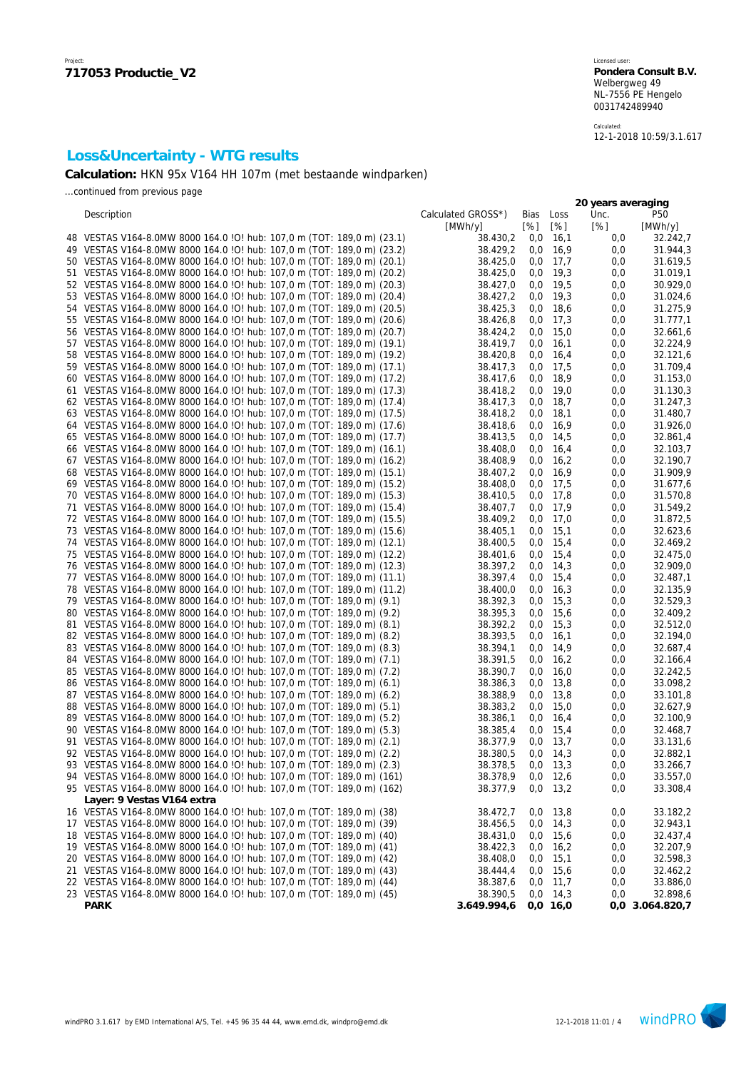Project:
**717053 Productie_V2**

Licensed user:
**Pondera Consult B.V.**
Welbergweg 49
NL-7556 PE Hengelo
0031742489940

Calculated:
12-1-2018 10:59/3.1.617

## Loss&Uncertainty - WTG results

**Calculation:** HKN 95x V164 HH 107m (met bestaande windparken)

...continued from previous page

| | Description | Calculated GROSS*) | Bias | Loss | 20 years averaging Unc. | P50 |
|---|---|---|---|---|---|---|
| | | [MWh/y] | [%] | [%] | [%] | [MWh/y] |
| 48 | VESTAS V164-8.0MW 8000 164.0 !O! hub: 107,0 m (TOT: 189,0 m) (23.1) | 38.430,2 | 0,0 | 16,1 | 0,0 | 32.242,7 |
| 49 | VESTAS V164-8.0MW 8000 164.0 !O! hub: 107,0 m (TOT: 189,0 m) (23.2) | 38.429,2 | 0,0 | 16,9 | 0,0 | 31.944,3 |
| 50 | VESTAS V164-8.0MW 8000 164.0 !O! hub: 107,0 m (TOT: 189,0 m) (20.1) | 38.425,0 | 0,0 | 17,7 | 0,0 | 31.619,5 |
| 51 | VESTAS V164-8.0MW 8000 164.0 !O! hub: 107,0 m (TOT: 189,0 m) (20.2) | 38.425,0 | 0,0 | 19,3 | 0,0 | 31.019,1 |
| 52 | VESTAS V164-8.0MW 8000 164.0 !O! hub: 107,0 m (TOT: 189,0 m) (20.3) | 38.427,0 | 0,0 | 19,5 | 0,0 | 30.929,0 |
| 53 | VESTAS V164-8.0MW 8000 164.0 !O! hub: 107,0 m (TOT: 189,0 m) (20.4) | 38.427,2 | 0,0 | 19,3 | 0,0 | 31.024,6 |
| 54 | VESTAS V164-8.0MW 8000 164.0 !O! hub: 107,0 m (TOT: 189,0 m) (20.5) | 38.425,3 | 0,0 | 18,6 | 0,0 | 31.275,9 |
| 55 | VESTAS V164-8.0MW 8000 164.0 !O! hub: 107,0 m (TOT: 189,0 m) (20.6) | 38.426,8 | 0,0 | 17,3 | 0,0 | 31.777,1 |
| 56 | VESTAS V164-8.0MW 8000 164.0 !O! hub: 107,0 m (TOT: 189,0 m) (20.7) | 38.424,2 | 0,0 | 15,0 | 0,0 | 32.661,6 |
| 57 | VESTAS V164-8.0MW 8000 164.0 !O! hub: 107,0 m (TOT: 189,0 m) (19.1) | 38.419,7 | 0,0 | 16,1 | 0,0 | 32.224,9 |
| 58 | VESTAS V164-8.0MW 8000 164.0 !O! hub: 107,0 m (TOT: 189,0 m) (19.2) | 38.420,8 | 0,0 | 16,4 | 0,0 | 32.121,6 |
| 59 | VESTAS V164-8.0MW 8000 164.0 !O! hub: 107,0 m (TOT: 189,0 m) (17.1) | 38.417,3 | 0,0 | 17,5 | 0,0 | 31.709,4 |
| 60 | VESTAS V164-8.0MW 8000 164.0 !O! hub: 107,0 m (TOT: 189,0 m) (17.2) | 38.417,6 | 0,0 | 18,9 | 0,0 | 31.153,0 |
| 61 | VESTAS V164-8.0MW 8000 164.0 !O! hub: 107,0 m (TOT: 189,0 m) (17.3) | 38.418,2 | 0,0 | 19,0 | 0,0 | 31.130,3 |
| 62 | VESTAS V164-8.0MW 8000 164.0 !O! hub: 107,0 m (TOT: 189,0 m) (17.4) | 38.417,3 | 0,0 | 18,7 | 0,0 | 31.247,3 |
| 63 | VESTAS V164-8.0MW 8000 164.0 !O! hub: 107,0 m (TOT: 189,0 m) (17.5) | 38.418,2 | 0,0 | 18,1 | 0,0 | 31.480,7 |
| 64 | VESTAS V164-8.0MW 8000 164.0 !O! hub: 107,0 m (TOT: 189,0 m) (17.6) | 38.418,6 | 0,0 | 16,9 | 0,0 | 31.926,0 |
| 65 | VESTAS V164-8.0MW 8000 164.0 !O! hub: 107,0 m (TOT: 189,0 m) (17.7) | 38.413,5 | 0,0 | 14,5 | 0,0 | 32.861,4 |
| 66 | VESTAS V164-8.0MW 8000 164.0 !O! hub: 107,0 m (TOT: 189,0 m) (16.1) | 38.408,0 | 0,0 | 16,4 | 0,0 | 32.103,7 |
| 67 | VESTAS V164-8.0MW 8000 164.0 !O! hub: 107,0 m (TOT: 189,0 m) (16.2) | 38.408,9 | 0,0 | 16,2 | 0,0 | 32.190,7 |
| 68 | VESTAS V164-8.0MW 8000 164.0 !O! hub: 107,0 m (TOT: 189,0 m) (15.1) | 38.407,2 | 0,0 | 16,9 | 0,0 | 31.909,9 |
| 69 | VESTAS V164-8.0MW 8000 164.0 !O! hub: 107,0 m (TOT: 189,0 m) (15.2) | 38.408,0 | 0,0 | 17,5 | 0,0 | 31.677,6 |
| 70 | VESTAS V164-8.0MW 8000 164.0 !O! hub: 107,0 m (TOT: 189,0 m) (15.3) | 38.410,5 | 0,0 | 17,8 | 0,0 | 31.570,8 |
| 71 | VESTAS V164-8.0MW 8000 164.0 !O! hub: 107,0 m (TOT: 189,0 m) (15.4) | 38.407,7 | 0,0 | 17,9 | 0,0 | 31.549,2 |
| 72 | VESTAS V164-8.0MW 8000 164.0 !O! hub: 107,0 m (TOT: 189,0 m) (15.5) | 38.409,2 | 0,0 | 17,0 | 0,0 | 31.872,5 |
| 73 | VESTAS V164-8.0MW 8000 164.0 !O! hub: 107,0 m (TOT: 189,0 m) (15.6) | 38.405,1 | 0,0 | 15,1 | 0,0 | 32.623,6 |
| 74 | VESTAS V164-8.0MW 8000 164.0 !O! hub: 107,0 m (TOT: 189,0 m) (12.1) | 38.400,5 | 0,0 | 15,4 | 0,0 | 32.469,2 |
| 75 | VESTAS V164-8.0MW 8000 164.0 !O! hub: 107,0 m (TOT: 189,0 m) (12.2) | 38.401,6 | 0,0 | 15,4 | 0,0 | 32.475,0 |
| 76 | VESTAS V164-8.0MW 8000 164.0 !O! hub: 107,0 m (TOT: 189,0 m) (12.3) | 38.397,2 | 0,0 | 14,3 | 0,0 | 32.909,0 |
| 77 | VESTAS V164-8.0MW 8000 164.0 !O! hub: 107,0 m (TOT: 189,0 m) (11.1) | 38.397,4 | 0,0 | 15,4 | 0,0 | 32.487,1 |
| 78 | VESTAS V164-8.0MW 8000 164.0 !O! hub: 107,0 m (TOT: 189,0 m) (11.2) | 38.400,0 | 0,0 | 16,3 | 0,0 | 32.135,9 |
| 79 | VESTAS V164-8.0MW 8000 164.0 !O! hub: 107,0 m (TOT: 189,0 m) (9.1) | 38.392,3 | 0,0 | 15,3 | 0,0 | 32.529,3 |
| 80 | VESTAS V164-8.0MW 8000 164.0 !O! hub: 107,0 m (TOT: 189,0 m) (9.2) | 38.395,3 | 0,0 | 15,6 | 0,0 | 32.409,2 |
| 81 | VESTAS V164-8.0MW 8000 164.0 !O! hub: 107,0 m (TOT: 189,0 m) (8.1) | 38.392,2 | 0,0 | 15,3 | 0,0 | 32.512,0 |
| 82 | VESTAS V164-8.0MW 8000 164.0 !O! hub: 107,0 m (TOT: 189,0 m) (8.2) | 38.393,5 | 0,0 | 16,1 | 0,0 | 32.194,0 |
| 83 | VESTAS V164-8.0MW 8000 164.0 !O! hub: 107,0 m (TOT: 189,0 m) (8.3) | 38.394,1 | 0,0 | 14,9 | 0,0 | 32.687,4 |
| 84 | VESTAS V164-8.0MW 8000 164.0 !O! hub: 107,0 m (TOT: 189,0 m) (7.1) | 38.391,5 | 0,0 | 16,2 | 0,0 | 32.166,4 |
| 85 | VESTAS V164-8.0MW 8000 164.0 !O! hub: 107,0 m (TOT: 189,0 m) (7.2) | 38.390,7 | 0,0 | 16,0 | 0,0 | 32.242,5 |
| 86 | VESTAS V164-8.0MW 8000 164.0 !O! hub: 107,0 m (TOT: 189,0 m) (6.1) | 38.386,3 | 0,0 | 13,8 | 0,0 | 33.098,2 |
| 87 | VESTAS V164-8.0MW 8000 164.0 !O! hub: 107,0 m (TOT: 189,0 m) (6.2) | 38.388,9 | 0,0 | 13,8 | 0,0 | 33.101,8 |
| 88 | VESTAS V164-8.0MW 8000 164.0 !O! hub: 107,0 m (TOT: 189,0 m) (5.1) | 38.383,2 | 0,0 | 15,0 | 0,0 | 32.627,9 |
| 89 | VESTAS V164-8.0MW 8000 164.0 !O! hub: 107,0 m (TOT: 189,0 m) (5.2) | 38.386,1 | 0,0 | 16,4 | 0,0 | 32.100,9 |
| 90 | VESTAS V164-8.0MW 8000 164.0 !O! hub: 107,0 m (TOT: 189,0 m) (5.3) | 38.385,4 | 0,0 | 15,4 | 0,0 | 32.468,7 |
| 91 | VESTAS V164-8.0MW 8000 164.0 !O! hub: 107,0 m (TOT: 189,0 m) (2.1) | 38.377,9 | 0,0 | 13,7 | 0,0 | 33.131,6 |
| 92 | VESTAS V164-8.0MW 8000 164.0 !O! hub: 107,0 m (TOT: 189,0 m) (2.2) | 38.380,5 | 0,0 | 14,3 | 0,0 | 32.882,1 |
| 93 | VESTAS V164-8.0MW 8000 164.0 !O! hub: 107,0 m (TOT: 189,0 m) (2.3) | 38.378,5 | 0,0 | 13,3 | 0,0 | 33.266,7 |
| 94 | VESTAS V164-8.0MW 8000 164.0 !O! hub: 107,0 m (TOT: 189,0 m) (161) | 38.378,9 | 0,0 | 12,6 | 0,0 | 33.557,0 |
| 95 | VESTAS V164-8.0MW 8000 164.0 !O! hub: 107,0 m (TOT: 189,0 m) (162) | 38.377,9 | 0,0 | 13,2 | 0,0 | 33.308,4 |
| | **Layer: 9 Vestas V164 extra** | | | | | |
| 16 | VESTAS V164-8.0MW 8000 164.0 !O! hub: 107,0 m (TOT: 189,0 m) (38) | 38.472,7 | 0,0 | 13,8 | 0,0 | 33.182,2 |
| 17 | VESTAS V164-8.0MW 8000 164.0 !O! hub: 107,0 m (TOT: 189,0 m) (39) | 38.456,5 | 0,0 | 14,3 | 0,0 | 32.943,1 |
| 18 | VESTAS V164-8.0MW 8000 164.0 !O! hub: 107,0 m (TOT: 189,0 m) (40) | 38.431,0 | 0,0 | 15,6 | 0,0 | 32.437,4 |
| 19 | VESTAS V164-8.0MW 8000 164.0 !O! hub: 107,0 m (TOT: 189,0 m) (41) | 38.422,3 | 0,0 | 16,2 | 0,0 | 32.207,9 |
| 20 | VESTAS V164-8.0MW 8000 164.0 !O! hub: 107,0 m (TOT: 189,0 m) (42) | 38.408,0 | 0,0 | 15,1 | 0,0 | 32.598,3 |
| 21 | VESTAS V164-8.0MW 8000 164.0 !O! hub: 107,0 m (TOT: 189,0 m) (43) | 38.444,4 | 0,0 | 15,6 | 0,0 | 32.462,2 |
| 22 | VESTAS V164-8.0MW 8000 164.0 !O! hub: 107,0 m (TOT: 189,0 m) (44) | 38.387,6 | 0,0 | 11,7 | 0,0 | 33.886,0 |
| 23 | VESTAS V164-8.0MW 8000 164.0 !O! hub: 107,0 m (TOT: 189,0 m) (45) | 38.390,5 | 0,0 | 14,3 | 0,0 | 32.898,6 |
| | **PARK** | **3.649.994,6** | **0,0** | **16,0** | **0,0** | **3.064.820,7** |